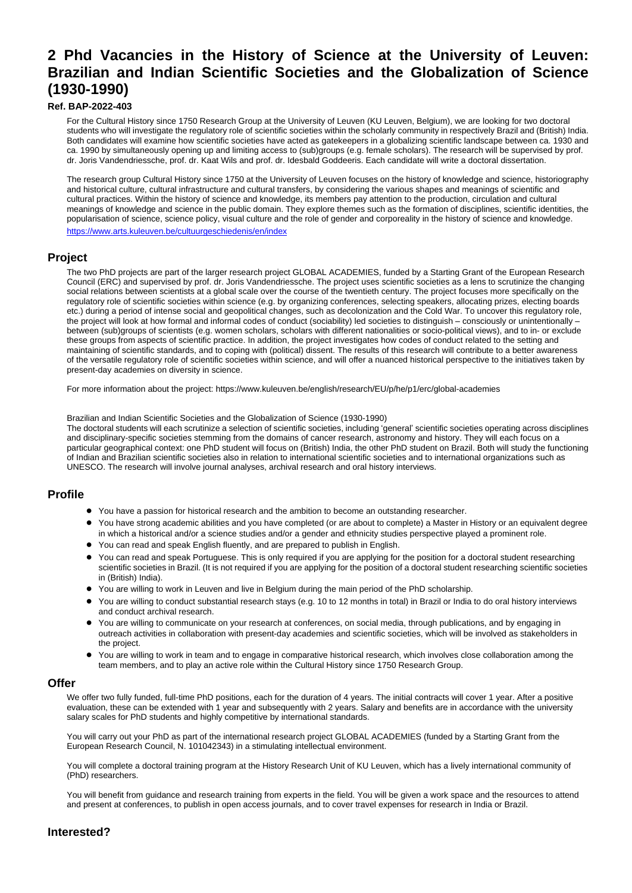# 2 Phd Vacancies in the History of Science at the University of Leuven: Brazilian and Indian Scientific Societies and the Globalization of Science (1930-1990)

**Ref. BAP-2022-403**

For the Cultural History since 1750 Research Group at the University of Leuven (KU Leuven, Belgium), we are looking for two doctoral students who will investigate the regulatory role of scientific societies within the scholarly community in respectively Brazil and (British) India. Both candidates will examine how scientific societies have acted as gatekeepers in a globalizing scientific landscape between ca. 1930 and ca. 1990 by simultaneously opening up and limiting access to (sub)groups (e.g. female scholars). The research will be supervised by prof. dr. Joris Vandendriessche, prof. dr. Kaat Wils and prof. dr. Idesbald Goddeeris. Each candidate will write a doctoral dissertation.

The research group Cultural History since 1750 at the University of Leuven focuses on the history of knowledge and science, historiography and historical culture, cultural infrastructure and cultural transfers, by considering the various shapes and meanings of scientific and cultural practices. Within the history of science and knowledge, its members pay attention to the production, circulation and cultural meanings of knowledge and science in the public domain. They explore themes such as the formation of disciplines, scientific identities, the popularisation of science, science policy, visual culture and the role of gender and corporeality in the history of science and knowledge.
https://www.arts.kuleuven.be/cultuurgeschiedenis/en/index

## Project

The two PhD projects are part of the larger research project GLOBAL ACADEMIES, funded by a Starting Grant of the European Research Council (ERC) and supervised by prof. dr. Joris Vandendriessche. The project uses scientific societies as a lens to scrutinize the changing social relations between scientists at a global scale over the course of the twentieth century. The project focuses more specifically on the regulatory role of scientific societies within science (e.g. by organizing conferences, selecting speakers, allocating prizes, electing boards etc.) during a period of intense social and geopolitical changes, such as decolonization and the Cold War. To uncover this regulatory role, the project will look at how formal and informal codes of conduct (sociability) led societies to distinguish – consciously or unintentionally – between (sub)groups of scientists (e.g. women scholars, scholars with different nationalities or socio-political views), and to in- or exclude these groups from aspects of scientific practice. In addition, the project investigates how codes of conduct related to the setting and maintaining of scientific standards, and to coping with (political) dissent. The results of this research will contribute to a better awareness of the versatile regulatory role of scientific societies within science, and will offer a nuanced historical perspective to the initiatives taken by present-day academies on diversity in science.

For more information about the project: https://www.kuleuven.be/english/research/EU/p/he/p1/erc/global-academies

Brazilian and Indian Scientific Societies and the Globalization of Science (1930-1990)
The doctoral students will each scrutinize a selection of scientific societies, including 'general' scientific societies operating across disciplines and disciplinary-specific societies stemming from the domains of cancer research, astronomy and history. They will each focus on a particular geographical context: one PhD student will focus on (British) India, the other PhD student on Brazil. Both will study the functioning of Indian and Brazilian scientific societies also in relation to international scientific societies and to international organizations such as UNESCO. The research will involve journal analyses, archival research and oral history interviews.

## Profile

- You have a passion for historical research and the ambition to become an outstanding researcher.
- You have strong academic abilities and you have completed (or are about to complete) a Master in History or an equivalent degree in which a historical and/or a science studies and/or a gender and ethnicity studies perspective played a prominent role.
- You can read and speak English fluently, and are prepared to publish in English.
- You can read and speak Portuguese. This is only required if you are applying for the position for a doctoral student researching scientific societies in Brazil. (It is not required if you are applying for the position of a doctoral student researching scientific societies in (British) India).
- You are willing to work in Leuven and live in Belgium during the main period of the PhD scholarship.
- You are willing to conduct substantial research stays (e.g. 10 to 12 months in total) in Brazil or India to do oral history interviews and conduct archival research.
- You are willing to communicate on your research at conferences, on social media, through publications, and by engaging in outreach activities in collaboration with present-day academies and scientific societies, which will be involved as stakeholders in the project.
- You are willing to work in team and to engage in comparative historical research, which involves close collaboration among the team members, and to play an active role within the Cultural History since 1750 Research Group.

## Offer

We offer two fully funded, full-time PhD positions, each for the duration of 4 years. The initial contracts will cover 1 year. After a positive evaluation, these can be extended with 1 year and subsequently with 2 years. Salary and benefits are in accordance with the university salary scales for PhD students and highly competitive by international standards.

You will carry out your PhD as part of the international research project GLOBAL ACADEMIES (funded by a Starting Grant from the European Research Council, N. 101042343) in a stimulating intellectual environment.

You will complete a doctoral training program at the History Research Unit of KU Leuven, which has a lively international community of (PhD) researchers.

You will benefit from guidance and research training from experts in the field. You will be given a work space and the resources to attend and present at conferences, to publish in open access journals, and to cover travel expenses for research in India or Brazil.

## Interested?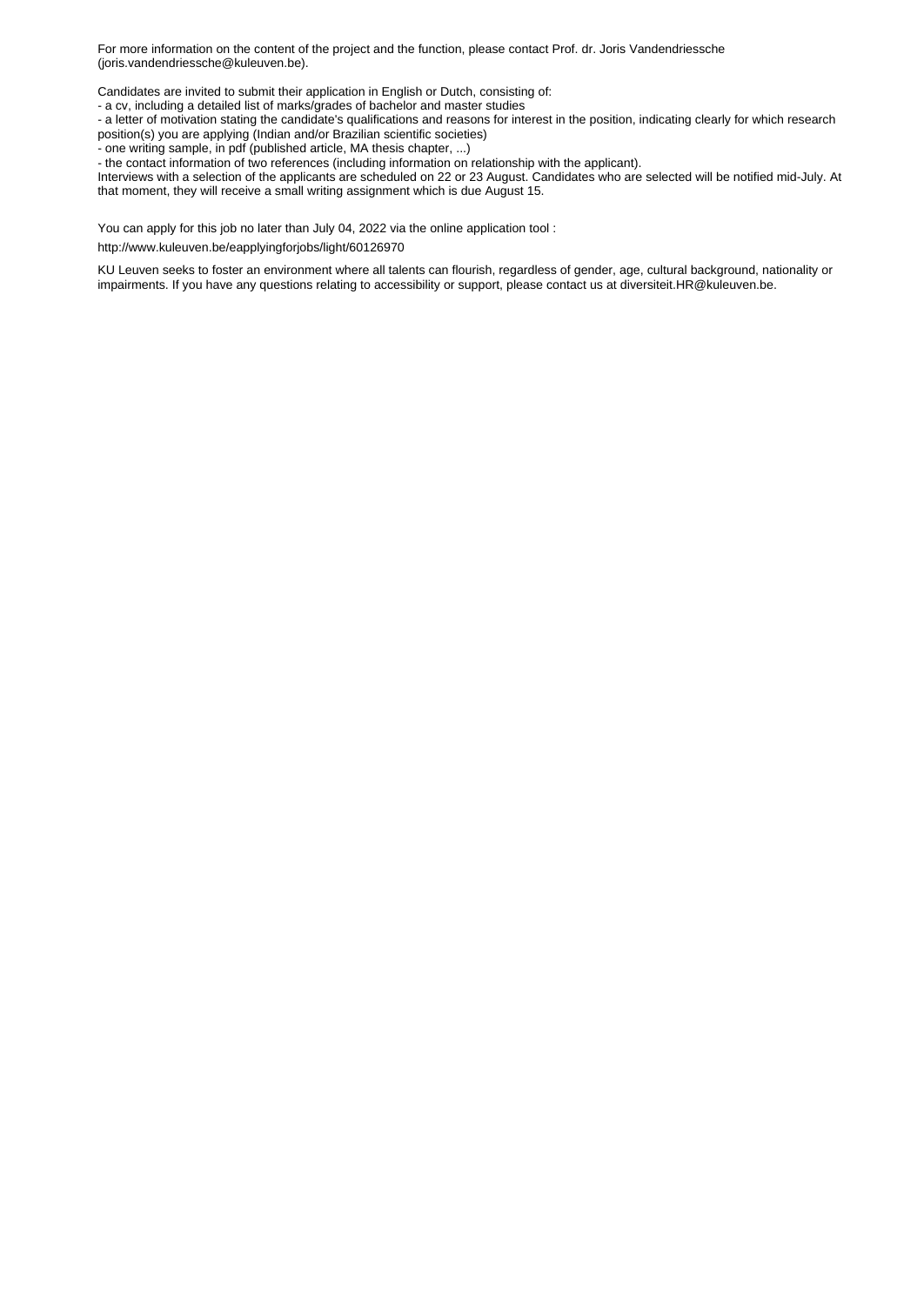For more information on the content of the project and the function, please contact Prof. dr. Joris Vandendriessche (joris.vandendriessche@kuleuven.be).

Candidates are invited to submit their application in English or Dutch, consisting of:

- a cv, including a detailed list of marks/grades of bachelor and master studies
- a letter of motivation stating the candidate's qualifications and reasons for interest in the position, indicating clearly for which research position(s) you are applying (Indian and/or Brazilian scientific societies)
- one writing sample, in pdf (published article, MA thesis chapter, ...)
- the contact information of two references (including information on relationship with the applicant).

Interviews with a selection of the applicants are scheduled on 22 or 23 August. Candidates who are selected will be notified mid-July. At that moment, they will receive a small writing assignment which is due August 15.

You can apply for this job no later than July 04, 2022 via the online application tool :

http://www.kuleuven.be/eapplyingforjobs/light/60126970

KU Leuven seeks to foster an environment where all talents can flourish, regardless of gender, age, cultural background, nationality or impairments. If you have any questions relating to accessibility or support, please contact us at diversiteit.HR@kuleuven.be.